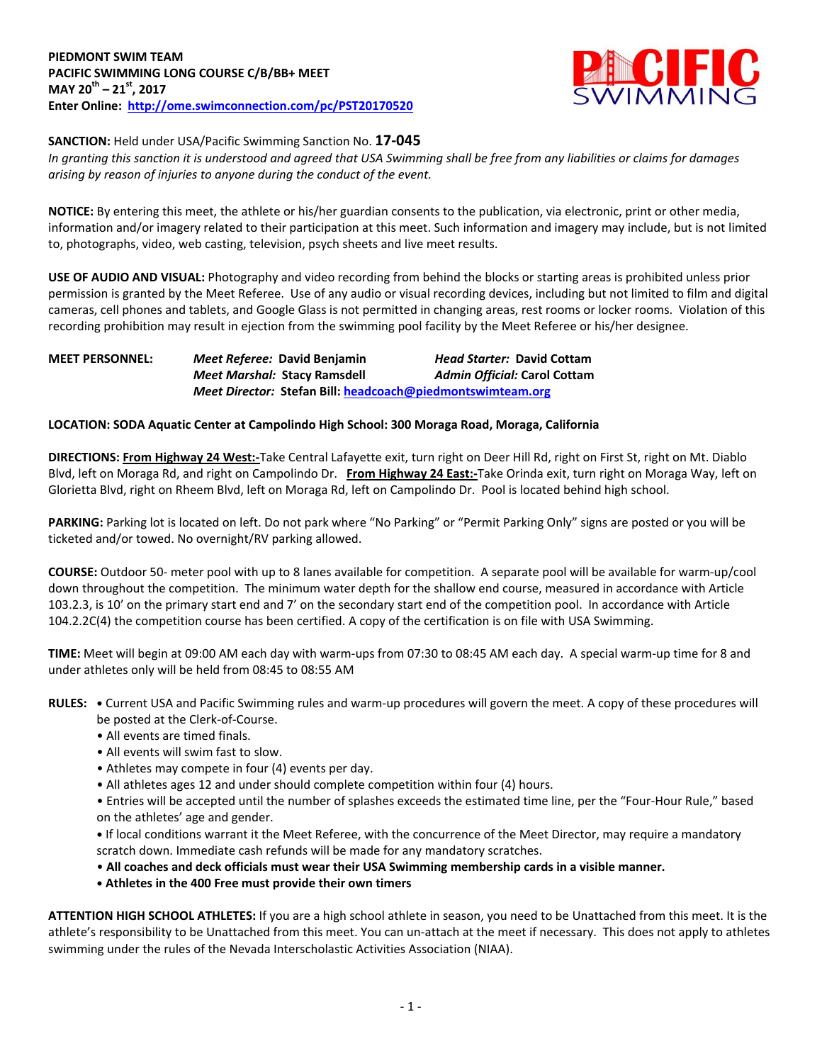**PIEDMONT SWIM TEAM**
**PACIFIC SWIMMING LONG COURSE C/B/BB+ MEET**
**MAY 20th – 21st, 2017**
**Enter Online: [http://ome.swimconnection.com/pc/PST20170520](http://ome.swimconnection.com/pc/PST20170520)**

**SANCTION:** Held under USA/Pacific Swimming Sanction No. **17-045**
*In granting this sanction it is understood and agreed that USA Swimming shall be free from any liabilities or claims for damages arising by reason of injuries to anyone during the conduct of the event.*

**NOTICE:** By entering this meet, the athlete or his/her guardian consents to the publication, via electronic, print or other media, information and/or imagery related to their participation at this meet. Such information and imagery may include, but is not limited to, photographs, video, web casting, television, psych sheets and live meet results.

**USE OF AUDIO AND VISUAL:** Photography and video recording from behind the blocks or starting areas is prohibited unless prior permission is granted by the Meet Referee. Use of any audio or visual recording devices, including but not limited to film and digital cameras, cell phones and tablets, and Google Glass is not permitted in changing areas, rest rooms or locker rooms. Violation of this recording prohibition may result in ejection from the swimming pool facility by the Meet Referee or his/her designee.

**MEET PERSONNEL:** *Meet Referee:* **David Benjamin** *Head Starter:* **David Cottam**
*Meet Marshal:* **Stacy Ramsdell** *Admin Official:* **Carol Cottam**
*Meet Director:* **Stefan Bill: [headcoach@piedmontswimteam.org](mailto:headcoach@piedmontswimteam.org)**

**LOCATION: SODA Aquatic Center at Campolindo High School: 300 Moraga Road, Moraga, California**

**DIRECTIONS:** **From Highway 24 West:-**Take Central Lafayette exit, turn right on Deer Hill Rd, right on First St, right on Mt. Diablo Blvd, left on Moraga Rd, and right on Campolindo Dr. **From Highway 24 East:-**Take Orinda exit, turn right on Moraga Way, left on Glorietta Blvd, right on Rheem Blvd, left on Moraga Rd, left on Campolindo Dr. Pool is located behind high school.

**PARKING:** Parking lot is located on left. Do not park where "No Parking" or "Permit Parking Only" signs are posted or you will be ticketed and/or towed. No overnight/RV parking allowed.

**COURSE:** Outdoor 50- meter pool with up to 8 lanes available for competition. A separate pool will be available for warm-up/cool down throughout the competition. The minimum water depth for the shallow end course, measured in accordance with Article 103.2.3, is 10' on the primary start end and 7' on the secondary start end of the competition pool. In accordance with Article 104.2.2C(4) the competition course has been certified. A copy of the certification is on file with USA Swimming.

**TIME:** Meet will begin at 09:00 AM each day with warm-ups from 07:30 to 08:45 AM each day. A special warm-up time for 8 and under athletes only will be held from 08:45 to 08:55 AM

**RULES:**
- Current USA and Pacific Swimming rules and warm-up procedures will govern the meet. A copy of these procedures will be posted at the Clerk-of-Course.
- All events are timed finals.
- All events will swim fast to slow.
- Athletes may compete in four (4) events per day.
- All athletes ages 12 and under should complete competition within four (4) hours.
- Entries will be accepted until the number of splashes exceeds the estimated time line, per the "Four-Hour Rule," based on the athletes' age and gender.
- If local conditions warrant it the Meet Referee, with the concurrence of the Meet Director, may require a mandatory scratch down. Immediate cash refunds will be made for any mandatory scratches.
- **All coaches and deck officials must wear their USA Swimming membership cards in a visible manner.**
- **Athletes in the 400 Free must provide their own timers**

**ATTENTION HIGH SCHOOL ATHLETES:** If you are a high school athlete in season, you need to be Unattached from this meet. It is the athlete's responsibility to be Unattached from this meet. You can un-attach at the meet if necessary. This does not apply to athletes swimming under the rules of the Nevada Interscholastic Activities Association (NIAA).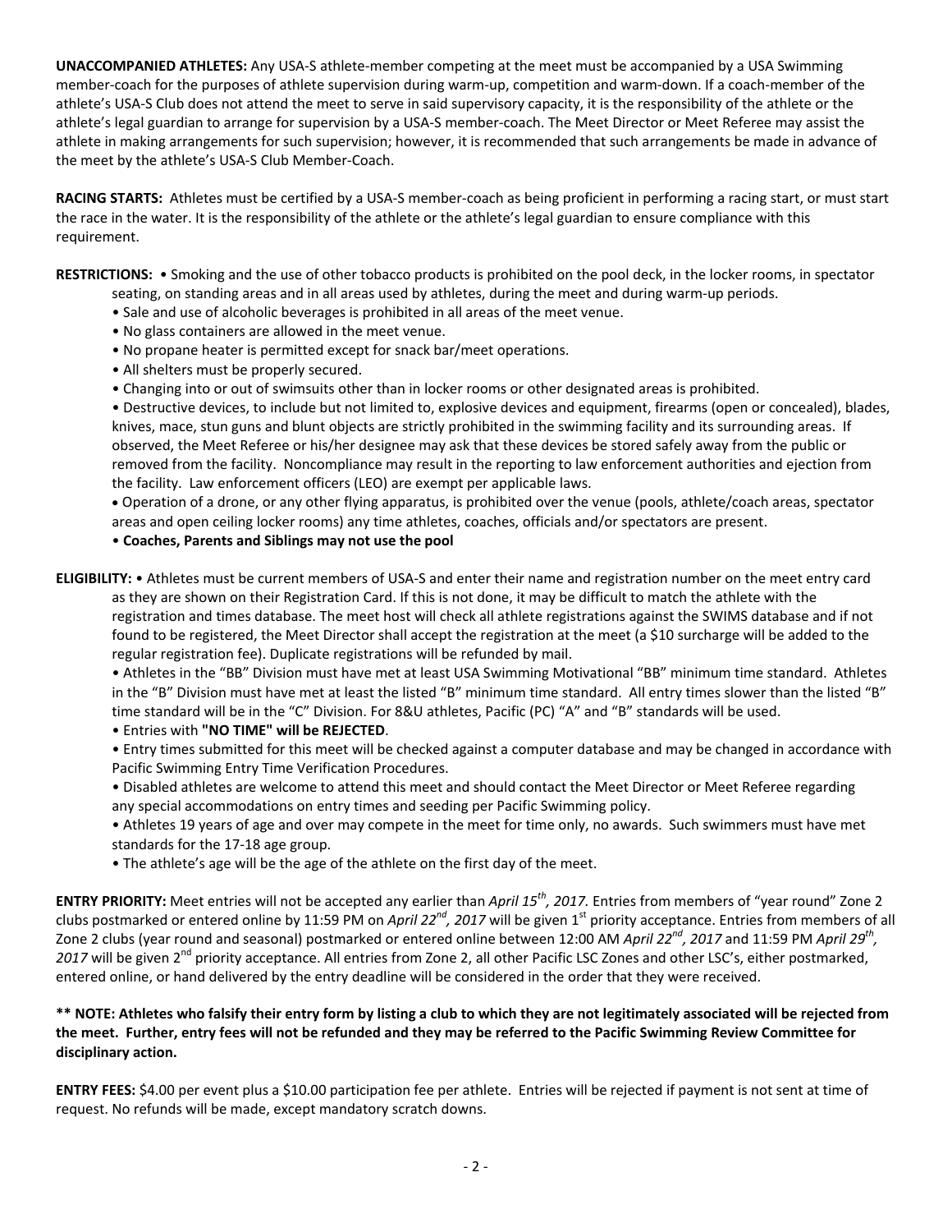**UNACCOMPANIED ATHLETES:** Any USA-S athlete-member competing at the meet must be accompanied by a USA Swimming member-coach for the purposes of athlete supervision during warm-up, competition and warm-down. If a coach-member of the athlete's USA-S Club does not attend the meet to serve in said supervisory capacity, it is the responsibility of the athlete or the athlete's legal guardian to arrange for supervision by a USA-S member-coach. The Meet Director or Meet Referee may assist the athlete in making arrangements for such supervision; however, it is recommended that such arrangements be made in advance of the meet by the athlete's USA-S Club Member-Coach.

**RACING STARTS:** Athletes must be certified by a USA-S member-coach as being proficient in performing a racing start, or must start the race in the water. It is the responsibility of the athlete or the athlete's legal guardian to ensure compliance with this requirement.

**RESTRICTIONS:**
- Smoking and the use of other tobacco products is prohibited on the pool deck, in the locker rooms, in spectator seating, on standing areas and in all areas used by athletes, during the meet and during warm-up periods.
- Sale and use of alcoholic beverages is prohibited in all areas of the meet venue.
- No glass containers are allowed in the meet venue.
- No propane heater is permitted except for snack bar/meet operations.
- All shelters must be properly secured.
- Changing into or out of swimsuits other than in locker rooms or other designated areas is prohibited.
- Destructive devices, to include but not limited to, explosive devices and equipment, firearms (open or concealed), blades, knives, mace, stun guns and blunt objects are strictly prohibited in the swimming facility and its surrounding areas. If observed, the Meet Referee or his/her designee may ask that these devices be stored safely away from the public or removed from the facility. Noncompliance may result in the reporting to law enforcement authorities and ejection from the facility. Law enforcement officers (LEO) are exempt per applicable laws.
- Operation of a drone, or any other flying apparatus, is prohibited over the venue (pools, athlete/coach areas, spectator areas and open ceiling locker rooms) any time athletes, coaches, officials and/or spectators are present.
- **Coaches, Parents and Siblings may not use the pool**

**ELIGIBILITY:**
- Athletes must be current members of USA-S and enter their name and registration number on the meet entry card as they are shown on their Registration Card. If this is not done, it may be difficult to match the athlete with the registration and times database. The meet host will check all athlete registrations against the SWIMS database and if not found to be registered, the Meet Director shall accept the registration at the meet (a $10 surcharge will be added to the regular registration fee). Duplicate registrations will be refunded by mail.
- Athletes in the "BB" Division must have met at least USA Swimming Motivational "BB" minimum time standard. Athletes in the "B" Division must have met at least the listed "B" minimum time standard. All entry times slower than the listed "B" time standard will be in the "C" Division. For 8&U athletes, Pacific (PC) "A" and "B" standards will be used.
- Entries with **"NO TIME" will be REJECTED**.
- Entry times submitted for this meet will be checked against a computer database and may be changed in accordance with Pacific Swimming Entry Time Verification Procedures.
- Disabled athletes are welcome to attend this meet and should contact the Meet Director or Meet Referee regarding any special accommodations on entry times and seeding per Pacific Swimming policy.
- Athletes 19 years of age and over may compete in the meet for time only, no awards. Such swimmers must have met standards for the 17-18 age group.
- The athlete's age will be the age of the athlete on the first day of the meet.

**ENTRY PRIORITY:** Meet entries will not be accepted any earlier than *April 15th, 2017.* Entries from members of "year round" Zone 2 clubs postmarked or entered online by 11:59 PM on *April 22nd, 2017* will be given 1st priority acceptance. Entries from members of all Zone 2 clubs (year round and seasonal) postmarked or entered online between 12:00 AM *April 22nd, 2017* and 11:59 PM *April 29th, 2017* will be given 2nd priority acceptance. All entries from Zone 2, all other Pacific LSC Zones and other LSC's, either postmarked, entered online, or hand delivered by the entry deadline will be considered in the order that they were received.

**\*\* NOTE: Athletes who falsify their entry form by listing a club to which they are not legitimately associated will be rejected from the meet. Further, entry fees will not be refunded and they may be referred to the Pacific Swimming Review Committee for disciplinary action.**

**ENTRY FEES:** $4.00 per event plus a $10.00 participation fee per athlete. Entries will be rejected if payment is not sent at time of request. No refunds will be made, except mandatory scratch downs.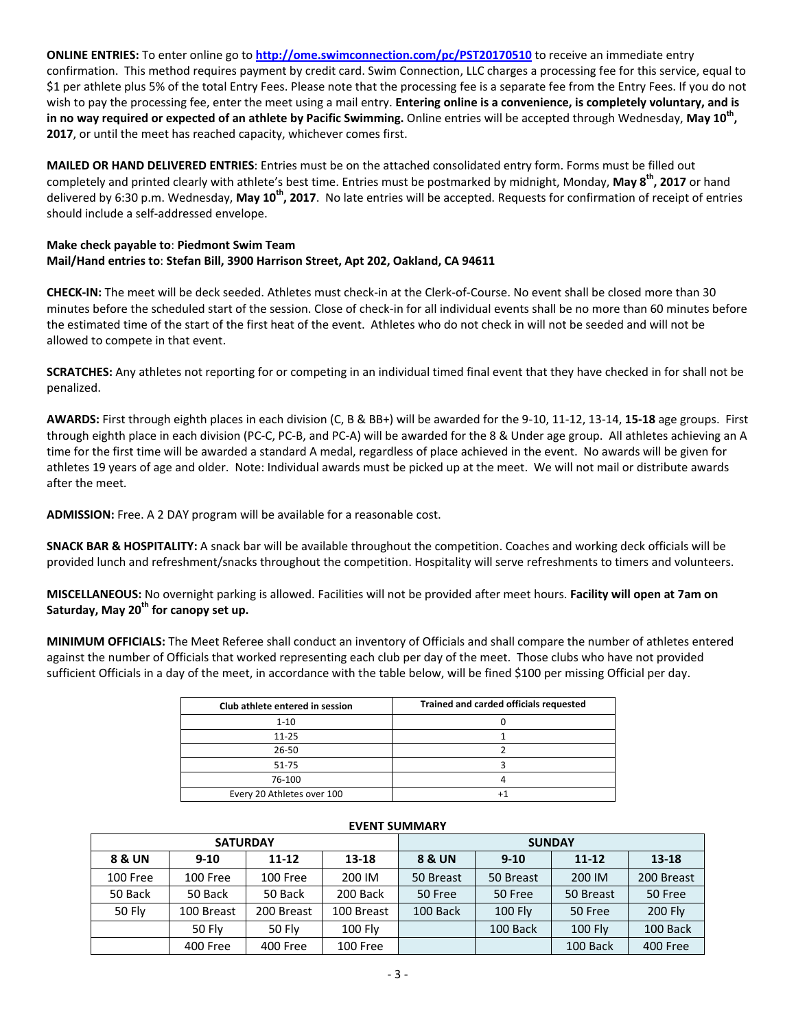**ONLINE ENTRIES:** To enter online go to **http://ome.swimconnection.com/pc/PST20170510** to receive an immediate entry confirmation. This method requires payment by credit card. Swim Connection, LLC charges a processing fee for this service, equal to $1 per athlete plus 5% of the total Entry Fees. Please note that the processing fee is a separate fee from the Entry Fees. If you do not wish to pay the processing fee, enter the meet using a mail entry. **Entering online is a convenience, is completely voluntary, and is in no way required or expected of an athlete by Pacific Swimming.** Online entries will be accepted through Wednesday, **May 10th, 2017**, or until the meet has reached capacity, whichever comes first.

**MAILED OR HAND DELIVERED ENTRIES**: Entries must be on the attached consolidated entry form. Forms must be filled out completely and printed clearly with athlete's best time. Entries must be postmarked by midnight, Monday, **May 8th, 2017** or hand delivered by 6:30 p.m. Wednesday, **May 10th, 2017**. No late entries will be accepted. Requests for confirmation of receipt of entries should include a self-addressed envelope.

**Make check payable to**: **Piedmont Swim Team**
**Mail/Hand entries to**: **Stefan Bill, 3900 Harrison Street, Apt 202, Oakland, CA 94611**

**CHECK-IN:** The meet will be deck seeded. Athletes must check-in at the Clerk-of-Course. No event shall be closed more than 30 minutes before the scheduled start of the session. Close of check-in for all individual events shall be no more than 60 minutes before the estimated time of the start of the first heat of the event. Athletes who do not check in will not be seeded and will not be allowed to compete in that event.

**SCRATCHES:** Any athletes not reporting for or competing in an individual timed final event that they have checked in for shall not be penalized.

**AWARDS:** First through eighth places in each division (C, B & BB+) will be awarded for the 9-10, 11-12, 13-14, **15-18** age groups. First through eighth place in each division (PC-C, PC-B, and PC-A) will be awarded for the 8 & Under age group. All athletes achieving an A time for the first time will be awarded a standard A medal, regardless of place achieved in the event. No awards will be given for athletes 19 years of age and older. Note: Individual awards must be picked up at the meet. We will not mail or distribute awards after the meet.

**ADMISSION:** Free. A 2 DAY program will be available for a reasonable cost.

**SNACK BAR & HOSPITALITY:** A snack bar will be available throughout the competition. Coaches and working deck officials will be provided lunch and refreshment/snacks throughout the competition. Hospitality will serve refreshments to timers and volunteers.

**MISCELLANEOUS:** No overnight parking is allowed. Facilities will not be provided after meet hours. **Facility will open at 7am on Saturday, May 20th for canopy set up.**

**MINIMUM OFFICIALS:** The Meet Referee shall conduct an inventory of Officials and shall compare the number of athletes entered against the number of Officials that worked representing each club per day of the meet. Those clubs who have not provided sufficient Officials in a day of the meet, in accordance with the table below, will be fined $100 per missing Official per day.

| Club athlete entered in session | Trained and carded officials requested |
|---|---|
| 1-10 | 0 |
| 11-25 | 1 |
| 26-50 | 2 |
| 51-75 | 3 |
| 76-100 | 4 |
| Every 20 Athletes over 100 | +1 |

**EVENT SUMMARY**

| SATURDAY | | | | SUNDAY | | | |
|---|---|---|---|---|---|---|---|
| **8 & UN** | **9-10** | **11-12** | **13-18** | **8 & UN** | **9-10** | **11-12** | **13-18** |
| 100 Free | 100 Free | 100 Free | 200 IM | 50 Breast | 50 Breast | 200 IM | 200 Breast |
| 50 Back | 50 Back | 50 Back | 200 Back | 50 Free | 50 Free | 50 Breast | 50 Free |
| 50 Fly | 100 Breast | 200 Breast | 100 Breast | 100 Back | 100 Fly | 50 Free | 200 Fly |
| | 50 Fly | 50 Fly | 100 Fly | | 100 Back | 100 Fly | 100 Back |
| | 400 Free | 400 Free | 100 Free | | | 100 Back | 400 Free |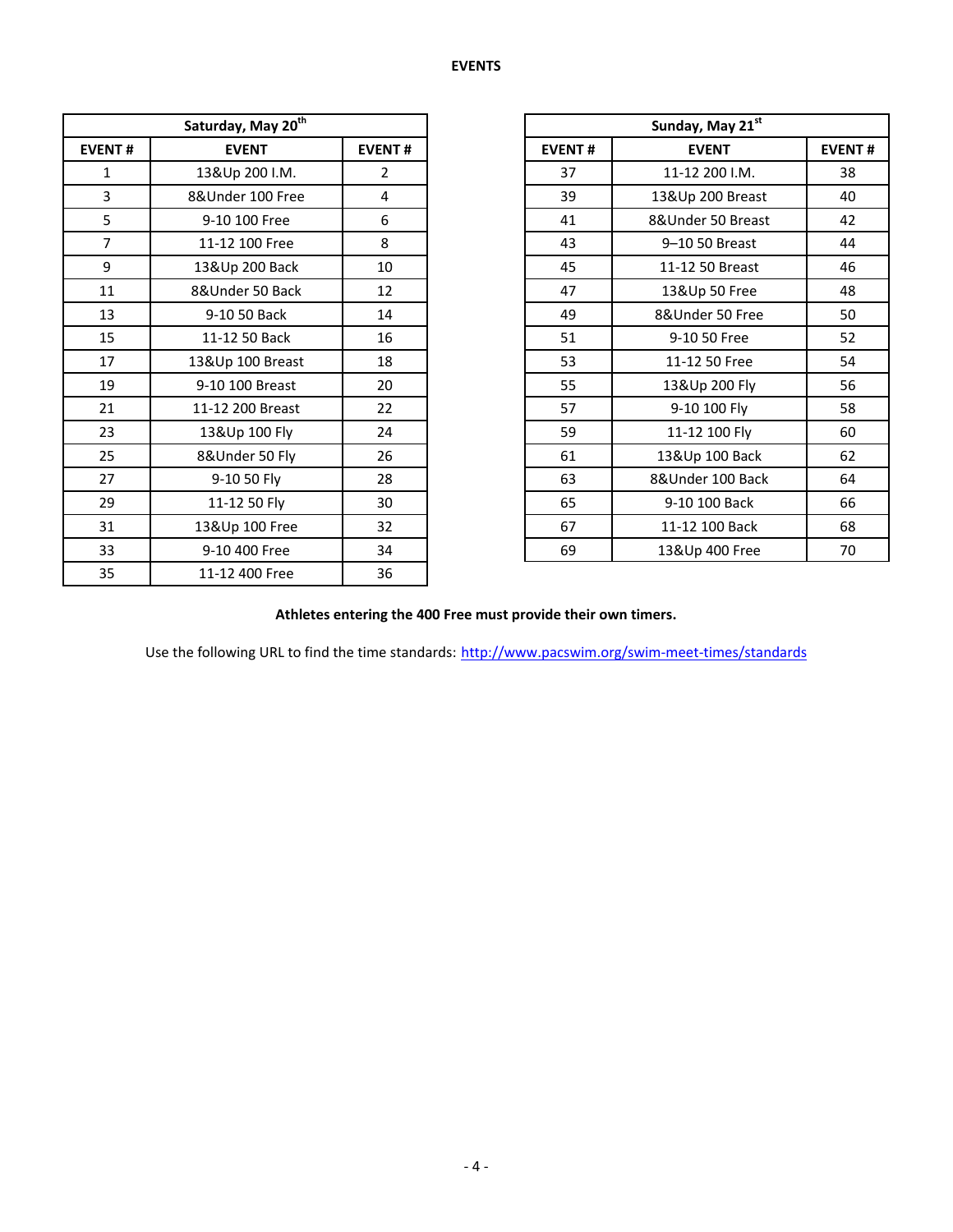## EVENTS

| Saturday, May 20th | | |
|---|---|---|
| EVENT # | EVENT | EVENT # |
| 1 | 13&Up 200 I.M. | 2 |
| 3 | 8&Under 100 Free | 4 |
| 5 | 9-10 100 Free | 6 |
| 7 | 11-12 100 Free | 8 |
| 9 | 13&Up 200 Back | 10 |
| 11 | 8&Under 50 Back | 12 |
| 13 | 9-10 50 Back | 14 |
| 15 | 11-12 50 Back | 16 |
| 17 | 13&Up 100 Breast | 18 |
| 19 | 9-10 100 Breast | 20 |
| 21 | 11-12 200 Breast | 22 |
| 23 | 13&Up 100 Fly | 24 |
| 25 | 8&Under 50 Fly | 26 |
| 27 | 9-10 50 Fly | 28 |
| 29 | 11-12 50 Fly | 30 |
| 31 | 13&Up 100 Free | 32 |
| 33 | 9-10 400 Free | 34 |
| 35 | 11-12 400 Free | 36 |

| Sunday, May 21st | | |
|---|---|---|
| EVENT # | EVENT | EVENT # |
| 37 | 11-12 200 I.M. | 38 |
| 39 | 13&Up 200 Breast | 40 |
| 41 | 8&Under 50 Breast | 42 |
| 43 | 9–10 50 Breast | 44 |
| 45 | 11-12 50 Breast | 46 |
| 47 | 13&Up 50 Free | 48 |
| 49 | 8&Under 50 Free | 50 |
| 51 | 9-10 50 Free | 52 |
| 53 | 11-12 50 Free | 54 |
| 55 | 13&Up 200 Fly | 56 |
| 57 | 9-10 100 Fly | 58 |
| 59 | 11-12 100 Fly | 60 |
| 61 | 13&Up 100 Back | 62 |
| 63 | 8&Under 100 Back | 64 |
| 65 | 9-10 100 Back | 66 |
| 67 | 11-12 100 Back | 68 |
| 69 | 13&Up 400 Free | 70 |

**Athletes entering the 400 Free must provide their own timers.**

Use the following URL to find the time standards: http://www.pacswim.org/swim-meet-times/standards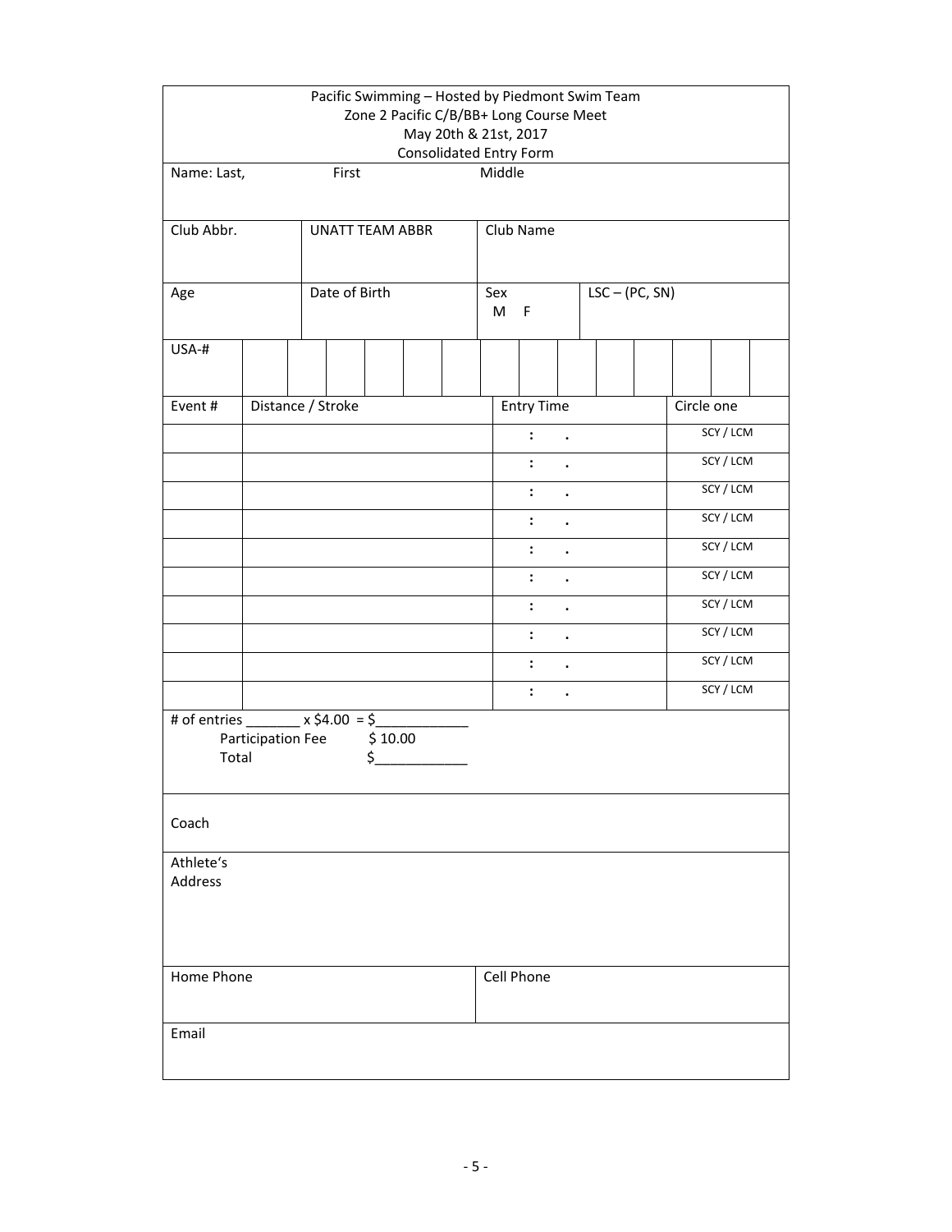Pacific Swimming – Hosted by Piedmont Swim Team
Zone 2 Pacific C/B/BB+ Long Course Meet
May 20th & 21st, 2017
Consolidated Entry Form

| Name: Last, | First | Middle | |
|---|---|---|---|
| Club Abbr. | UNATT TEAM ABBR | Club Name | |
| Age | Date of Birth | Sex M F | LSC – (PC, SN) |

| USA-# | | | | | | | | | | | | | | |
|---|---|---|---|---|---|---|---|---|---|---|---|---|---|---|

| Event # | Distance / Stroke | Entry Time | Circle one |
|---|---|---|---|
| | | : . | SCY / LCM |
| | | : . | SCY / LCM |
| | | : . | SCY / LCM |
| | | : . | SCY / LCM |
| | | : . | SCY / LCM |
| | | : . | SCY / LCM |
| | | : . | SCY / LCM |
| | | : . | SCY / LCM |
| | | : . | SCY / LCM |
| | | : . | SCY / LCM |

# of entries _______ x $4.00 = $____________
Participation Fee $ 10.00
Total $____________

Coach

Athlete's Address

| Home Phone | Cell Phone |
|---|---|

Email